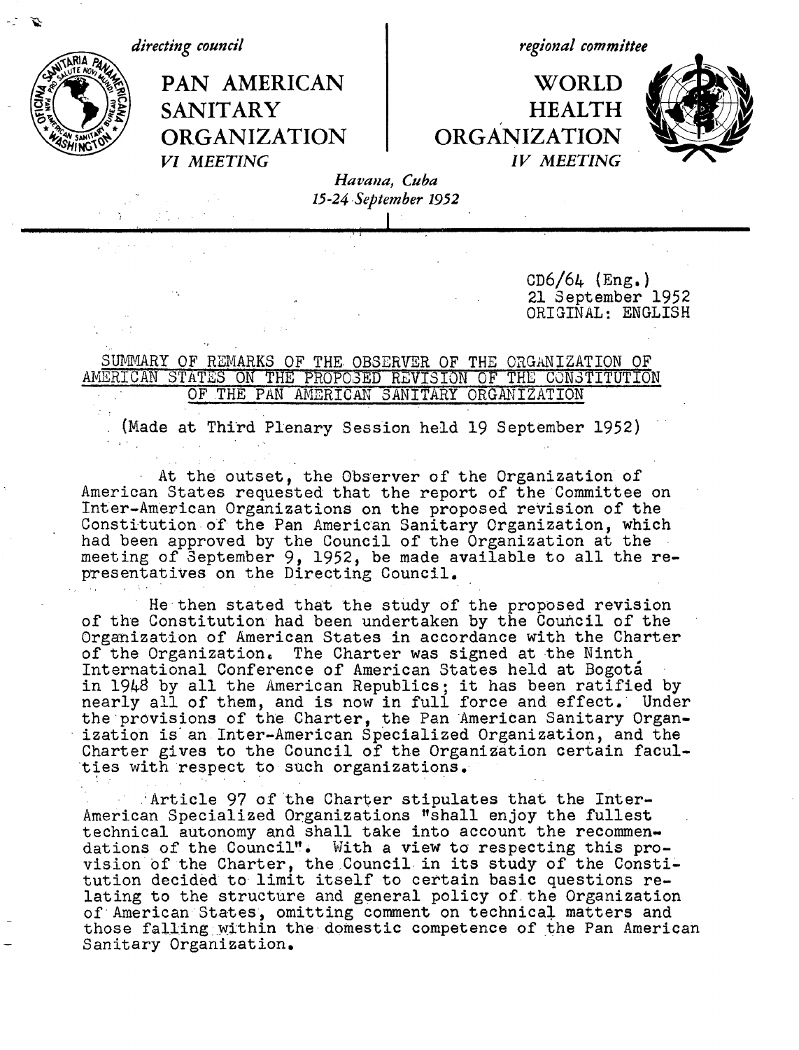directing council

**PAN AMERICAN SANITARY ORGANIZATION**

*VI MEETING*

regional committee

**WORLD HEALTH ORGANIZATION**

*IV MEETING*

*Havana, Cuba*
*15-24 September 1952*

CD6/64 (Eng.)
21 September 1952
ORIGINAL: ENGLISH

## SUMMARY OF REMARKS OF THE OBSERVER OF THE ORGANIZATION OF AMERICAN STATES ON THE PROPOSED REVISION OF THE CONSTITUTION OF THE PAN AMERICAN SANITARY ORGANIZATION

(Made at Third Plenary Session held 19 September 1952)

At the outset, the Observer of the Organization of American States requested that the report of the Committee on Inter-American Organizations on the proposed revision of the Constitution of the Pan American Sanitary Organization, which had been approved by the Council of the Organization at the meeting of September 9, 1952, be made available to all the representatives on the Directing Council.

He then stated that the study of the proposed revision of the Constitution had been undertaken by the Council of the Organization of American States in accordance with the Charter of the Organization. The Charter was signed at the Ninth International Conference of American States held at Bogotá in 1948 by all the American Republics; it has been ratified by nearly all of them, and is now in full force and effect. Under the provisions of the Charter, the Pan American Sanitary Organization is an Inter-American Specialized Organization, and the Charter gives to the Council of the Organization certain faculties with respect to such organizations.

Article 97 of the Charter stipulates that the Inter-American Specialized Organizations "shall enjoy the fullest technical autonomy and shall take into account the recommendations of the Council". With a view to respecting this provision of the Charter, the Council in its study of the Constitution decided to limit itself to certain basic questions relating to the structure and general policy of the Organization of American States, omitting comment on technical matters and those falling within the domestic competence of the Pan American Sanitary Organization.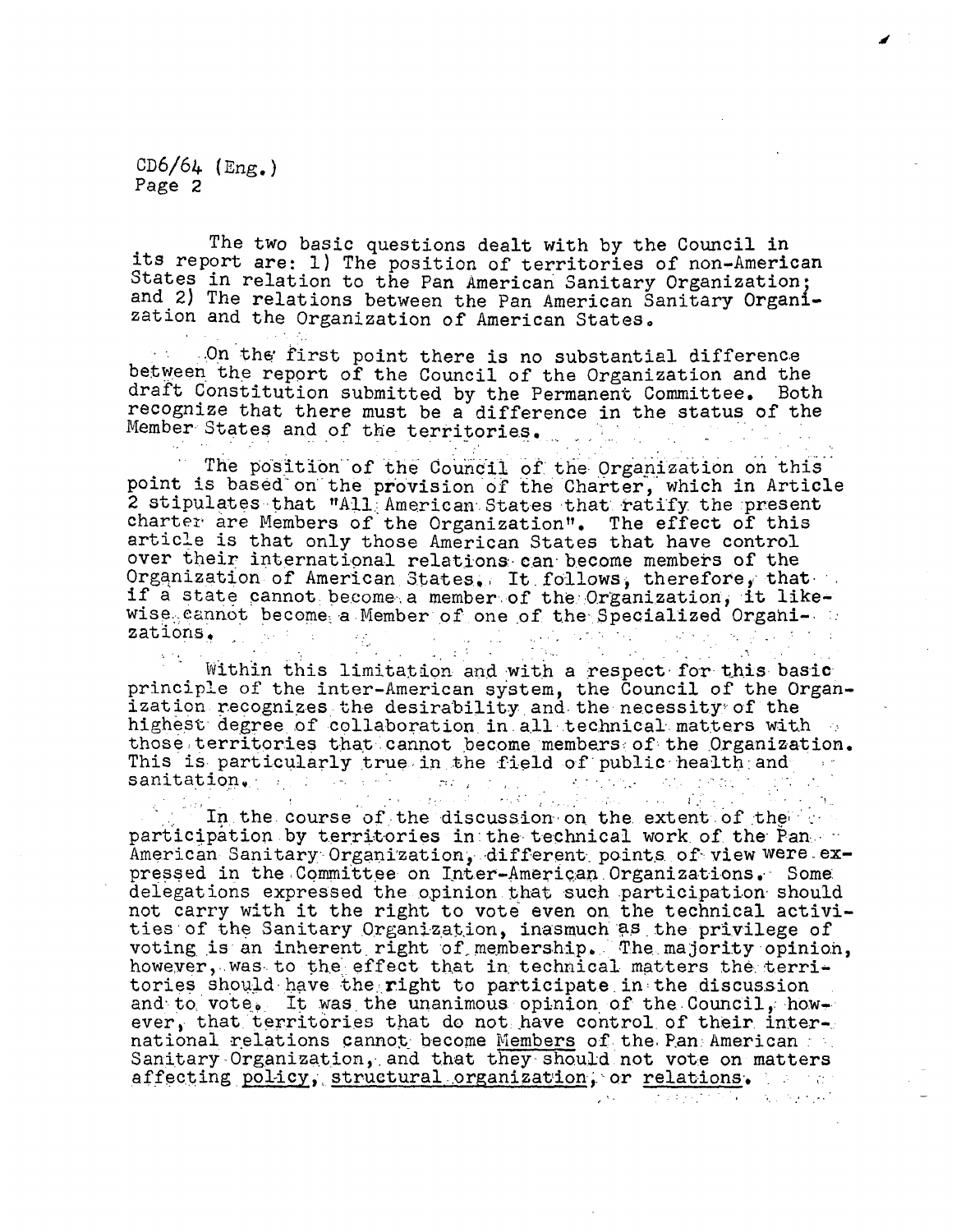The two basic questions dealt with by the Council in its report are: 1) The position of territories of non-American States in relation to the Pan American Sanitary Organization; and 2) The relations between the Pan American Sanitary Organization and the Organization of American States.

On the first point there is no substantial difference between the report of the Council of the Organization and the draft Constitution submitted by the Permanent Committee. Both recognize that there must be a difference in the status of the Member States and of the territories.

The position of the Council of the Organization on this point is based on the provision of the Charter, which in Article 2 stipulates that "All American States that ratify the present charter are Members of the Organization". The effect of this article is that only those American States that have control over their international relations can become members of the Organization of American States. It follows, therefore, that if a state cannot become a member of the Organization, it likewise cannot become a Member of one of the Specialized Organizations.

Within this limitation and with a respect for this basic principle of the inter-American system, the Council of the Organization recognizes the desirability and the necessity of the highest degree of collaboration in all technical matters with those territories that cannot become members of the Organization. This is particularly true in the field of public health and sanitation.

In the course of the discussion on the extent of the participation by territories in the technical work of the Pan American Sanitary Organization, different points of view were expressed in the Committee on Inter-American Organizations. Some delegations expressed the opinion that such participation should not carry with it the right to vote even on the technical activities of the Sanitary Organization, inasmuch as the privilege of voting is an inherent right of membership. The majority opinion, however, was to the effect that in technical matters the territories should have the right to participate in the discussion and to vote. It was the unanimous opinion of the Council, however, that territories that do not have control of their international relations cannot become <u>Members</u> of the Pan American Sanitary Organization, and that they should not vote on matters affecting <u>policy</u>, <u>structural organization</u>, or <u>relations</u>.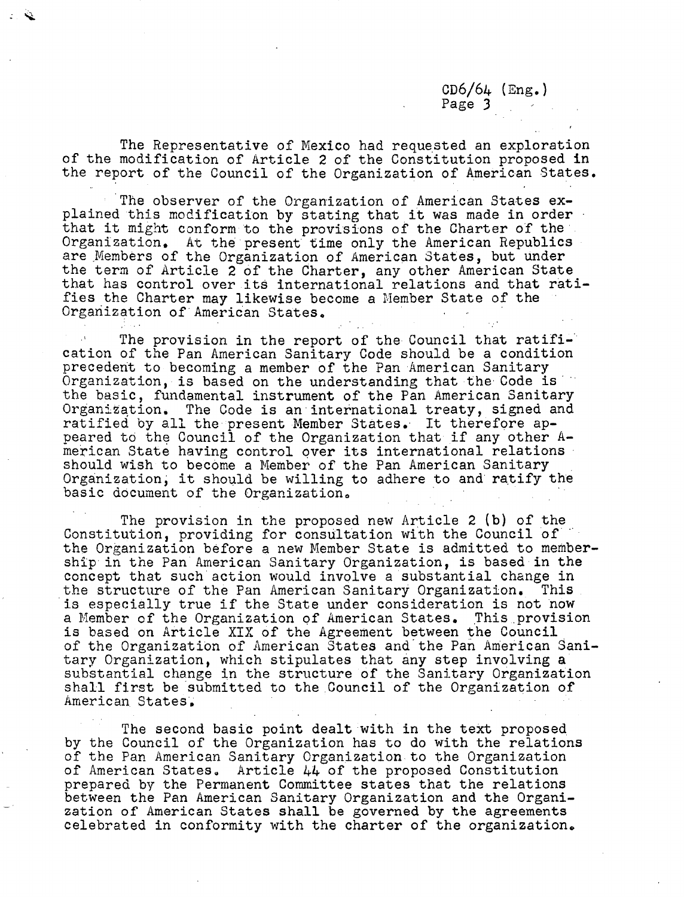The Representative of Mexico had requested an exploration of the modification of Article 2 of the Constitution proposed in the report of the Council of the Organization of American States.

The observer of the Organization of American States explained this modification by stating that it was made in order that it might conform to the provisions of the Charter of the Organization. At the present time only the American Republics are Members of the Organization of American States, but under the term of Article 2 of the Charter, any other American State that has control over its international relations and that ratifies the Charter may likewise become a Member State of the Organization of American States.

The provision in the report of the Council that ratification of the Pan American Sanitary Code should be a condition precedent to becoming a member of the Pan American Sanitary Organization, is based on the understanding that the Code is the basic, fundamental instrument of the Pan American Sanitary Organization. The Code is an international treaty, signed and ratified by all the present Member States. It therefore appeared to the Council of the Organization that if any other American State having control over its international relations should wish to become a Member of the Pan American Sanitary Organization, it should be willing to adhere to and ratify the basic document of the Organization.

The provision in the proposed new Article 2 (b) of the Constitution, providing for consultation with the Council of the Organization before a new Member State is admitted to membership in the Pan American Sanitary Organization, is based in the concept that such action would involve a substantial change in the structure of the Pan American Sanitary Organization. This is especially true if the State under consideration is not now a Member of the Organization of American States. This provision is based on Article XIX of the Agreement between the Council of the Organization of American States and the Pan American Sanitary Organization, which stipulates that any step involving a substantial change in the structure of the Sanitary Organization shall first be submitted to the Council of the Organization of American States.

The second basic point dealt with in the text proposed by the Council of the Organization has to do with the relations of the Pan American Sanitary Organization to the Organization of American States. Article 44 of the proposed Constitution prepared by the Permanent Committee states that the relations between the Pan American Sanitary Organization and the Organization of American States shall be governed by the agreements celebrated in conformity with the charter of the organization.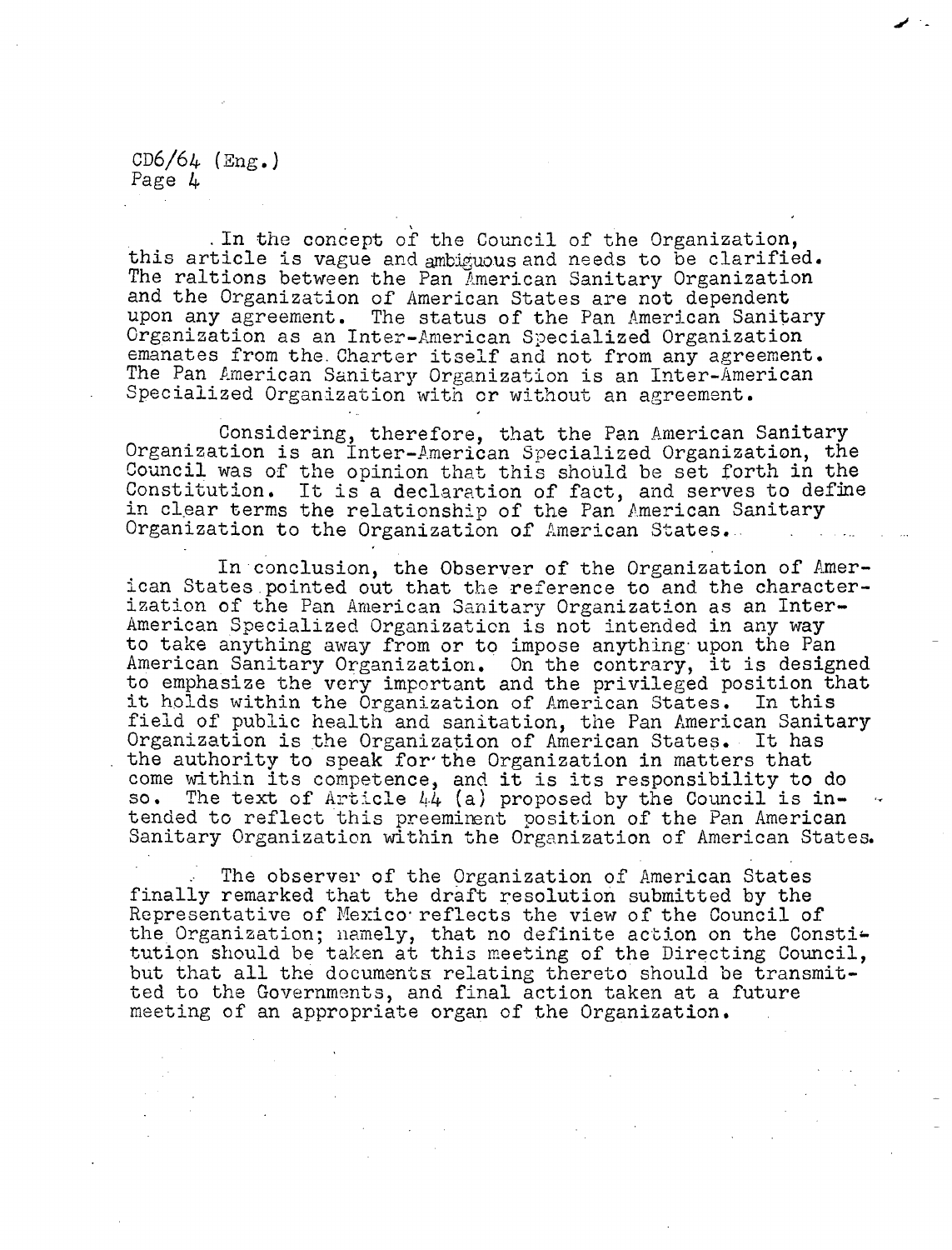In the concept of the Council of the Organization, this article is vague and ambiguous and needs to be clarified. The raltions between the Pan American Sanitary Organization and the Organization of American States are not dependent upon any agreement. The status of the Pan American Sanitary Organization as an Inter-American Specialized Organization emanates from the Charter itself and not from any agreement. The Pan American Sanitary Organization is an Inter-American Specialized Organization with or without an agreement.

Considering, therefore, that the Pan American Sanitary Organization is an Inter-American Specialized Organization, the Council was of the opinion that this should be set forth in the Constitution. It is a declaration of fact, and serves to define in clear terms the relationship of the Pan American Sanitary Organization to the Organization of American States.

In conclusion, the Observer of the Organization of American States pointed out that the reference to and the characterization of the Pan American Sanitary Organization as an Inter-American Specialized Organization is not intended in any way to take anything away from or to impose anything upon the Pan American Sanitary Organization. On the contrary, it is designed to emphasize the very important and the privileged position that it holds within the Organization of American States. In this field of public health and sanitation, the Pan American Sanitary Organization is the Organization of American States. It has the authority to speak for the Organization in matters that come within its competence, and it is its responsibility to do so. The text of Article 44 (a) proposed by the Council is intended to reflect this preeminent position of the Pan American Sanitary Organization within the Organization of American States.

The observer of the Organization of American States finally remarked that the draft resolution submitted by the Representative of Mexico reflects the view of the Council of the Organization; namely, that no definite action on the Constitution should be taken at this meeting of the Directing Council, but that all the documents relating thereto should be transmitted to the Governments, and final action taken at a future meeting of an appropriate organ of the Organization.